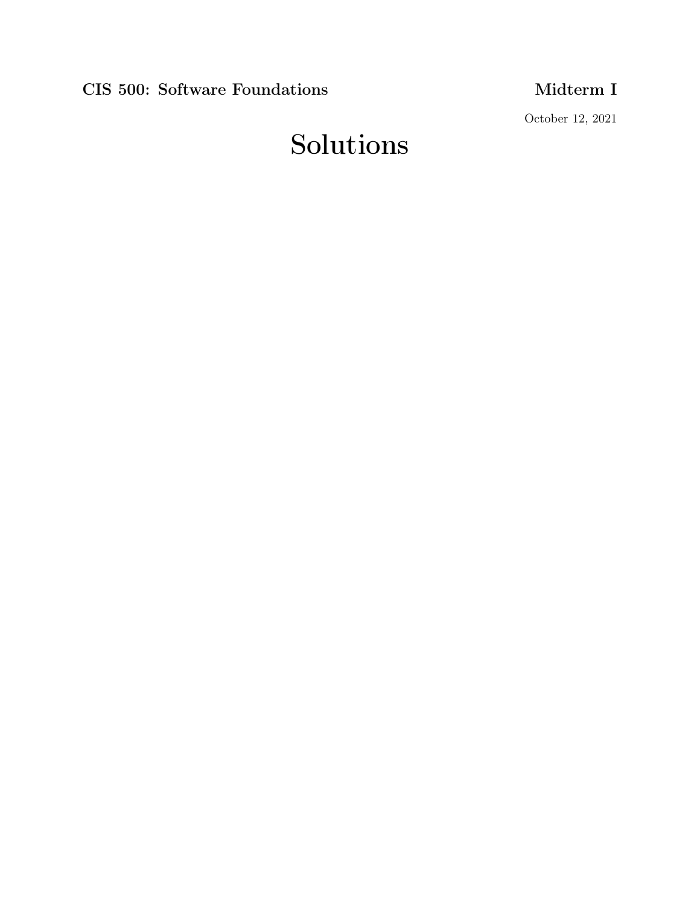**CIS 500: Software Foundations** **Midterm I**

October 12, 2021

# Solutions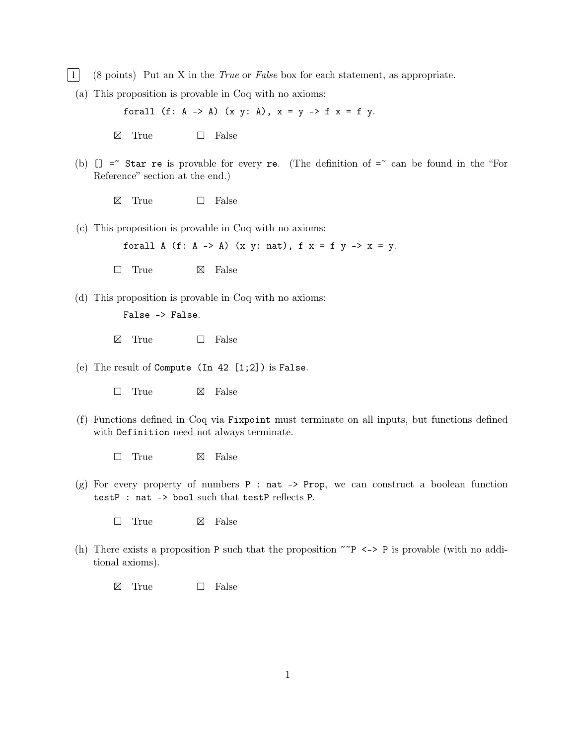1 (8 points) Put an X in the *True* or *False* box for each statement, as appropriate.

(a) This proposition is provable in Coq with no axioms:

```
forall (f: A -> A) (x y: A), x = y -> f x = f y.
```

☒ True ☐ False

(b) `[] =~ Star re` is provable for every `re`. (The definition of `=~` can be found in the "For Reference" section at the end.)

☒ True ☐ False

(c) This proposition is provable in Coq with no axioms:

```
forall A (f: A -> A) (x y: nat), f x = f y -> x = y.
```

☐ True ☒ False

(d) This proposition is provable in Coq with no axioms:

```
False -> False.
```

☒ True ☐ False

(e) The result of `Compute (In 42 [1;2])` is `False`.

☐ True ☒ False

(f) Functions defined in Coq via `Fixpoint` must terminate on all inputs, but functions defined with `Definition` need not always terminate.

☐ True ☒ False

(g) For every property of numbers `P : nat -> Prop`, we can construct a boolean function `testP : nat -> bool` such that `testP` reflects `P`.

☐ True ☒ False

(h) There exists a proposition `P` such that the proposition `~~P <-> P` is provable (with no additional axioms).

☒ True ☐ False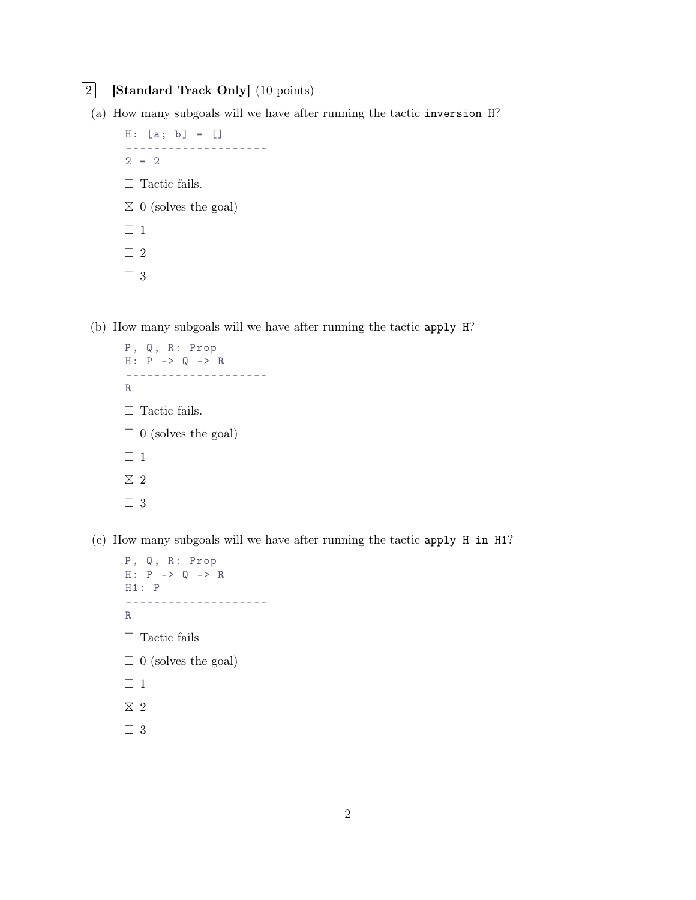2 **[Standard Track Only]** (10 points)

(a) How many subgoals will we have after running the tactic `inversion H`?

```
H: [a; b] = []
--------------------
2 = 2
```

☐ Tactic fails.

☒ 0 (solves the goal)

☐ 1

☐ 2

☐ 3

(b) How many subgoals will we have after running the tactic `apply H`?

```
P, Q, R: Prop
H: P -> Q -> R
--------------------
R
```

☐ Tactic fails.

☐ 0 (solves the goal)

☐ 1

☒ 2

☐ 3

(c) How many subgoals will we have after running the tactic `apply H in H1`?

```
P, Q, R: Prop
H: P -> Q -> R
H1: P
--------------------
R
```

☐ Tactic fails

☐ 0 (solves the goal)

☐ 1

☒ 2

☐ 3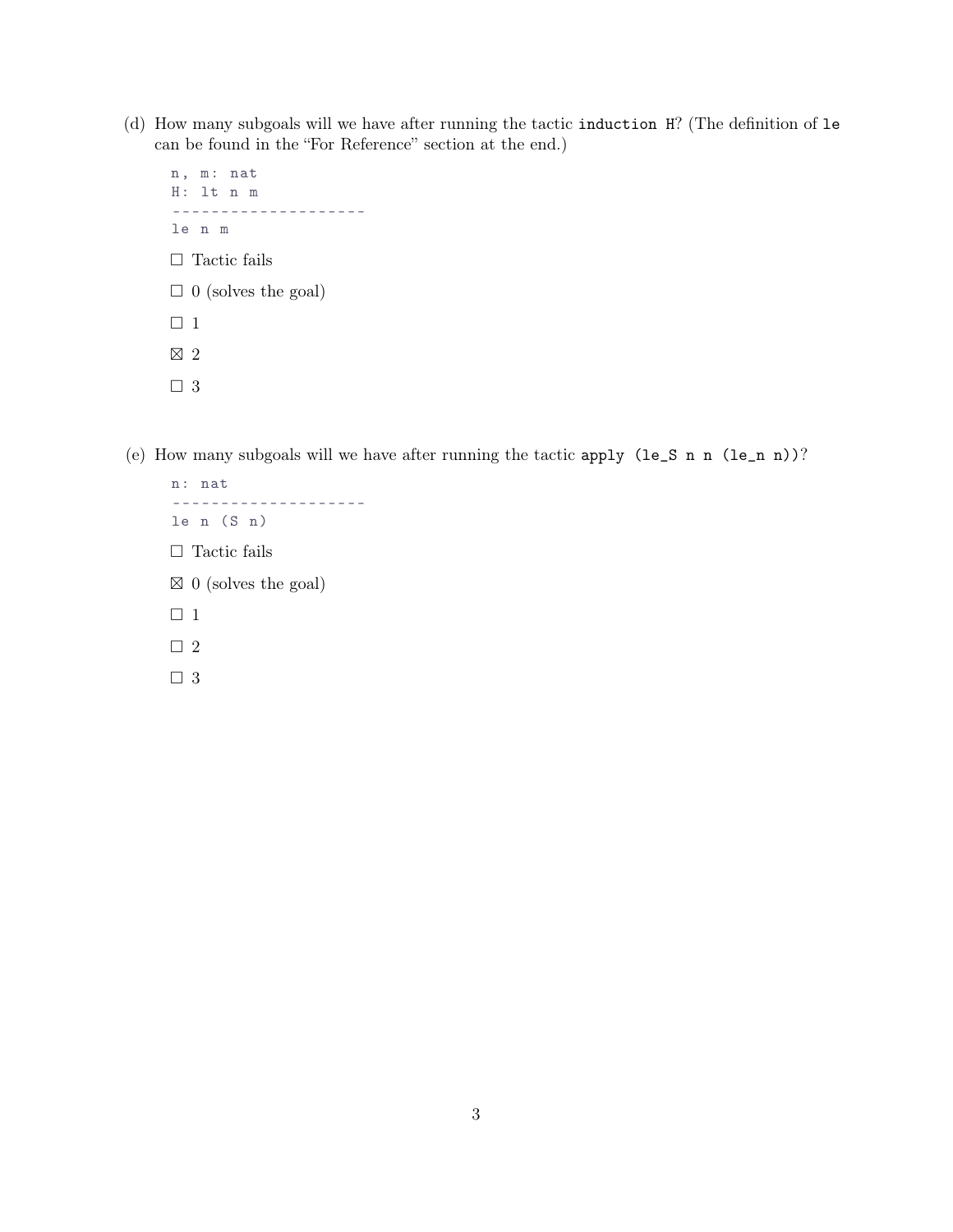(d) How many subgoals will we have after running the tactic `induction H`? (The definition of `le` can be found in the "For Reference" section at the end.)

```
n, m: nat
H: lt n m
--------------------
le n m
```

- ☐ Tactic fails
- ☐ 0 (solves the goal)
- ☐ 1
- ☒ 2
- ☐ 3

(e) How many subgoals will we have after running the tactic `apply (le_S n n (le_n n))`?

```
n: nat
--------------------
le n (S n)
```

- ☐ Tactic fails
- ☒ 0 (solves the goal)
- ☐ 1
- ☐ 2
- ☐ 3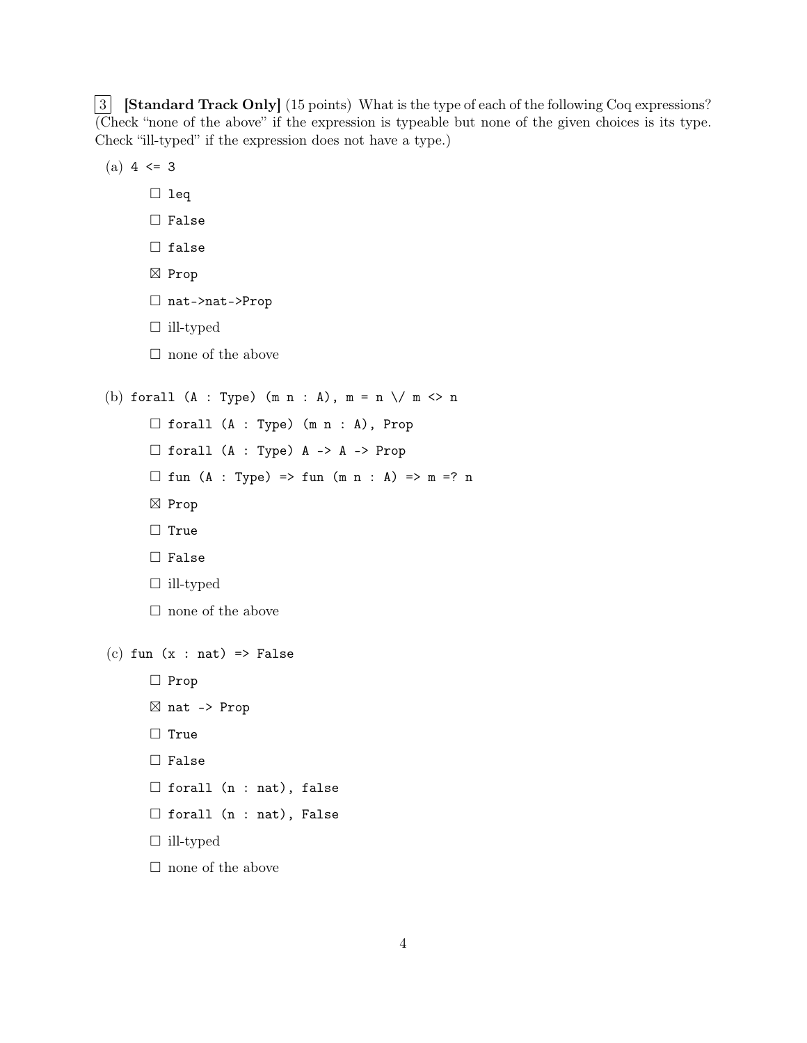3 **[Standard Track Only]** (15 points) What is the type of each of the following Coq expressions? (Check "none of the above" if the expression is typeable but none of the given choices is its type. Check "ill-typed" if the expression does not have a type.)

(a) `4 <= 3`

- ☐ `leq`
- ☐ `False`
- ☐ `false`
- ☒ `Prop`
- ☐ `nat->nat->Prop`
- ☐ ill-typed
- ☐ none of the above

(b) `forall (A : Type) (m n : A), m = n \/ m <> n`

- ☐ `forall (A : Type) (m n : A), Prop`
- ☐ `forall (A : Type) A -> A -> Prop`
- ☐ `fun (A : Type) => fun (m n : A) => m =? n`
- ☒ `Prop`
- ☐ `True`
- ☐ `False`
- ☐ ill-typed
- ☐ none of the above

(c) `fun (x : nat) => False`

- ☐ `Prop`
- ☒ `nat -> Prop`
- ☐ `True`
- ☐ `False`
- ☐ `forall (n : nat), false`
- ☐ `forall (n : nat), False`
- ☐ ill-typed
- ☐ none of the above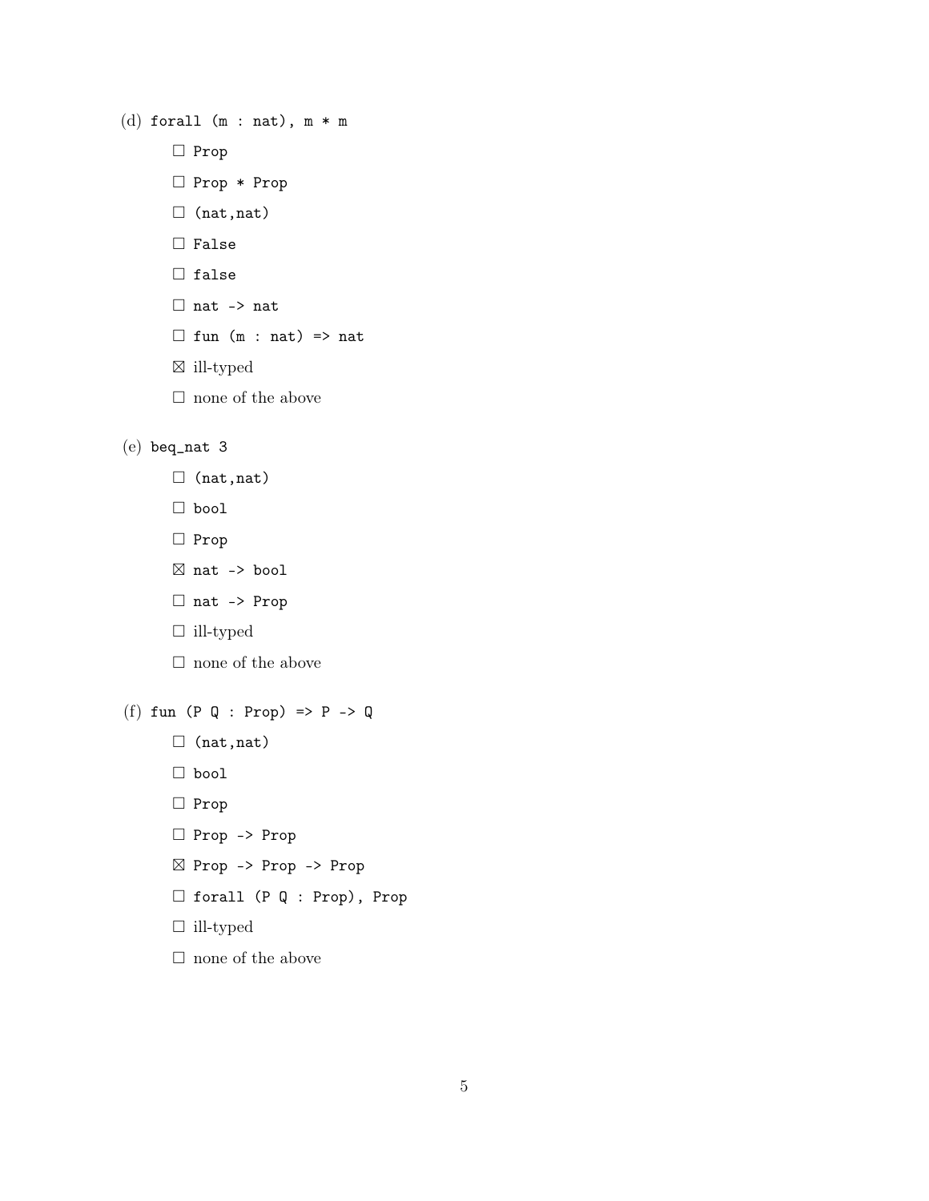(d) `forall (m : nat), m * m`

- ☐ `Prop`
- ☐ `Prop * Prop`
- ☐ `(nat,nat)`
- ☐ `False`
- ☐ `false`
- ☐ `nat -> nat`
- ☐ `fun (m : nat) => nat`
- ☒ ill-typed
- ☐ none of the above

(e) `beq_nat 3`

- ☐ `(nat,nat)`
- ☐ `bool`
- ☐ `Prop`
- ☒ `nat -> bool`
- ☐ `nat -> Prop`
- ☐ ill-typed
- ☐ none of the above

(f) `fun (P Q : Prop) => P -> Q`

- ☐ `(nat,nat)`
- ☐ `bool`
- ☐ `Prop`
- ☐ `Prop -> Prop`
- ☒ `Prop -> Prop -> Prop`
- ☐ `forall (P Q : Prop), Prop`
- ☐ ill-typed
- ☐ none of the above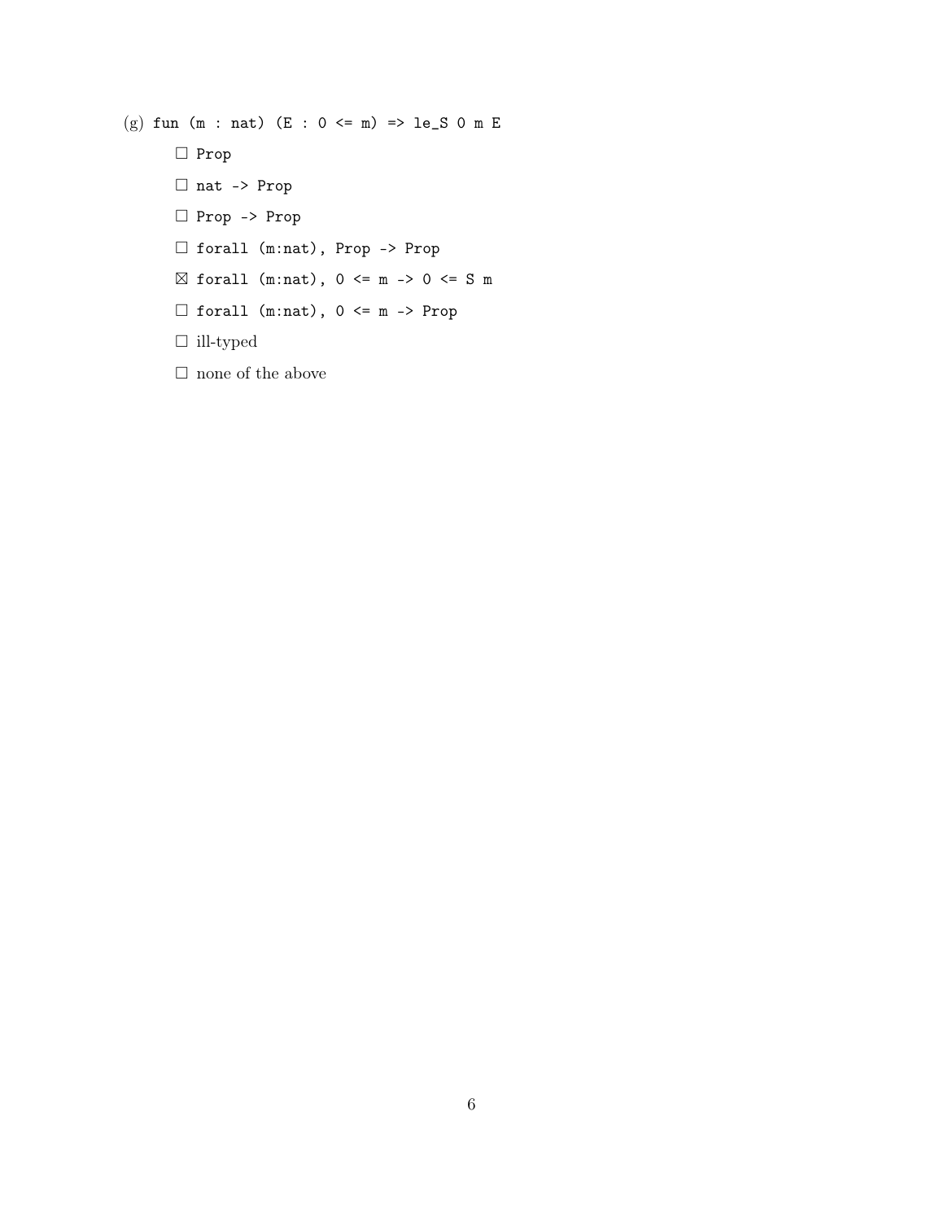(g) `fun (m : nat) (E : 0 <= m) => le_S 0 m E`

- ☐ `Prop`
- ☐ `nat -> Prop`
- ☐ `Prop -> Prop`
- ☐ `forall (m:nat), Prop -> Prop`
- ☒ `forall (m:nat), 0 <= m -> 0 <= S m`
- ☐ `forall (m:nat), 0 <= m -> Prop`
- ☐ ill-typed
- ☐ none of the above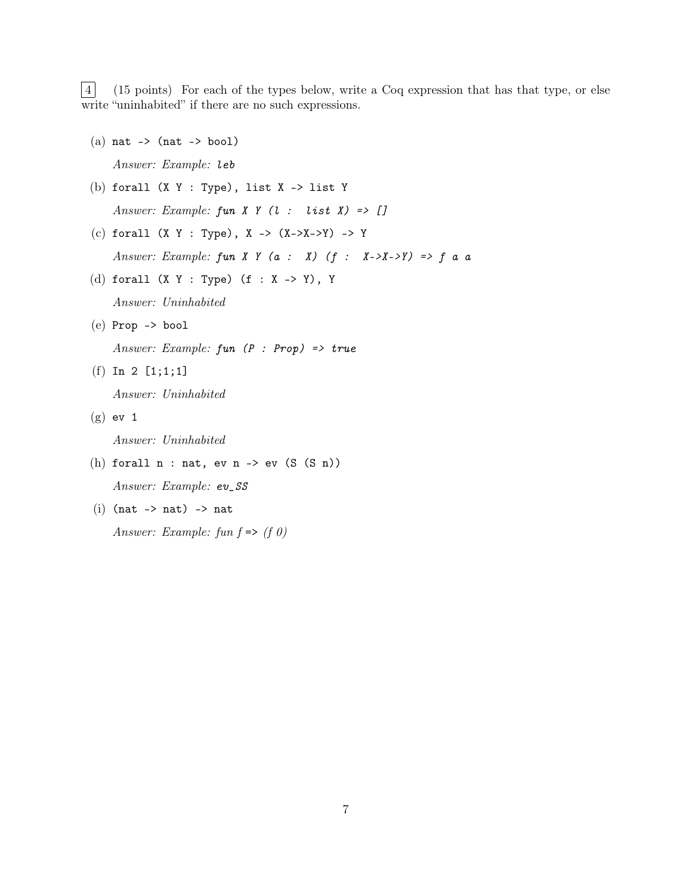4 (15 points) For each of the types below, write a Coq expression that has that type, or else write "uninhabited" if there are no such expressions.

(a) `nat -> (nat -> bool)`

*Answer: Example:* `leb`

(b) `forall (X Y : Type), list X -> list Y`

*Answer: Example:* `fun X Y (l : list X) => []`

(c) `forall (X Y : Type), X -> (X->X->Y) -> Y`

*Answer: Example:* `fun X Y (a : X) (f : X->X->Y) => f a a`

(d) `forall (X Y : Type) (f : X -> Y), Y`

*Answer: Uninhabited*

(e) `Prop -> bool`

*Answer: Example:* `fun (P : Prop) => true`

(f) `In 2 [1;1;1]`

*Answer: Uninhabited*

(g) `ev 1`

*Answer: Uninhabited*

(h) `forall n : nat, ev n -> ev (S (S n))`

*Answer: Example:* `ev_SS`

(i) `(nat -> nat) -> nat`

*Answer: Example: fun f => (f 0)*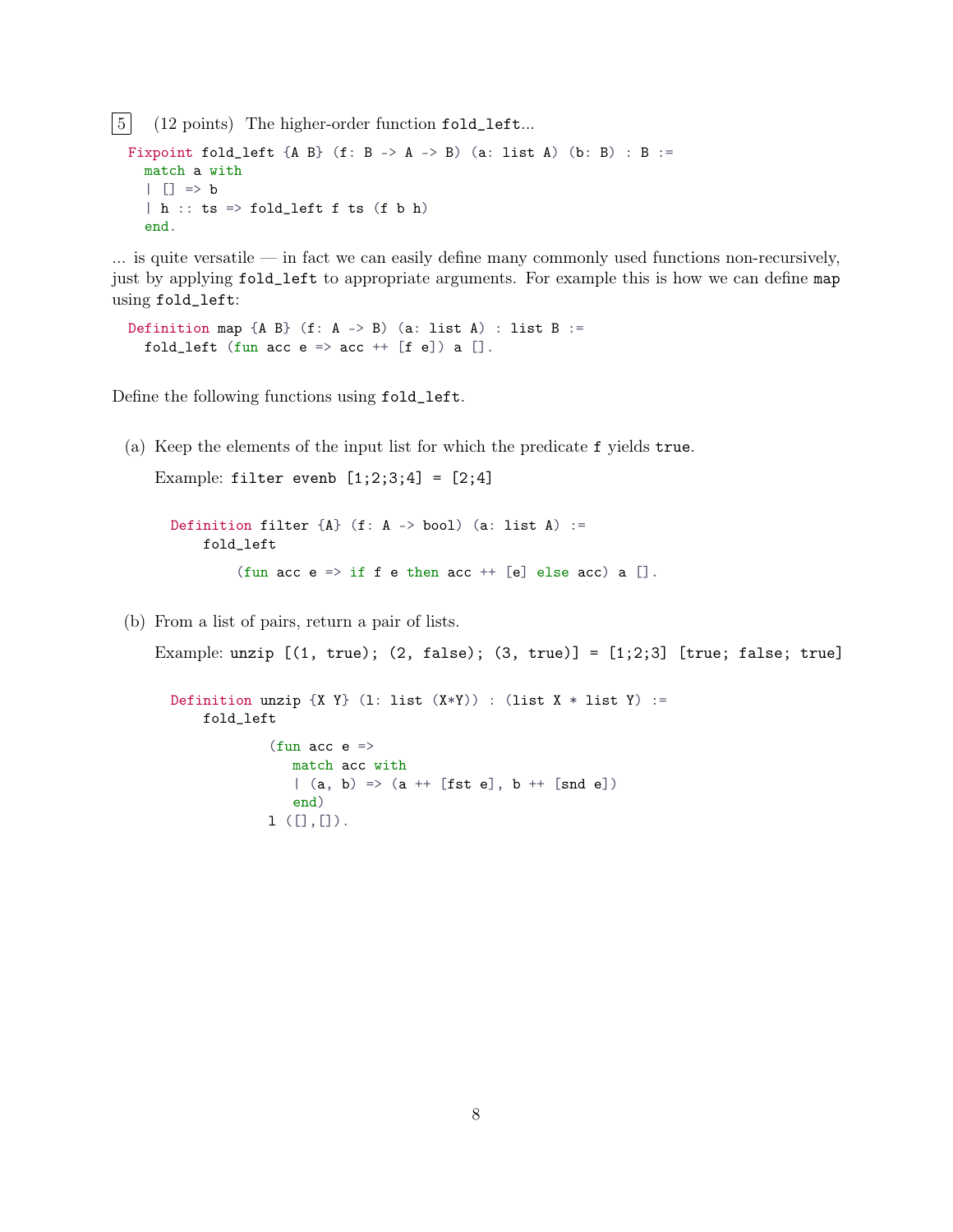5 (12 points) The higher-order function `fold_left`...

```
Fixpoint fold_left {A B} (f: B -> A -> B) (a: list A) (b: B) : B :=
  match a with
  | [] => b
  | h :: ts => fold_left f ts (f b h)
  end.
```

... is quite versatile — in fact we can easily define many commonly used functions non-recursively, just by applying `fold_left` to appropriate arguments. For example this is how we can define `map` using `fold_left`:

```
Definition map {A B} (f: A -> B) (a: list A) : list B :=
  fold_left (fun acc e => acc ++ [f e]) a [].
```

Define the following functions using `fold_left`.

(a) Keep the elements of the input list for which the predicate `f` yields `true`.

Example: `filter evenb [1;2;3;4] = [2;4]`

```
Definition filter {A} (f: A -> bool) (a: list A) :=
    fold_left
        (fun acc e => if f e then acc ++ [e] else acc) a [].
```

(b) From a list of pairs, return a pair of lists.

Example: `unzip [(1, true); (2, false); (3, true)] = [1;2;3] [true; false; true]`

```
Definition unzip {X Y} (l: list (X*Y)) : (list X * list Y) :=
    fold_left
        (fun acc e =>
           match acc with
           | (a, b) => (a ++ [fst e], b ++ [snd e])
           end)
        l ([],[]).
```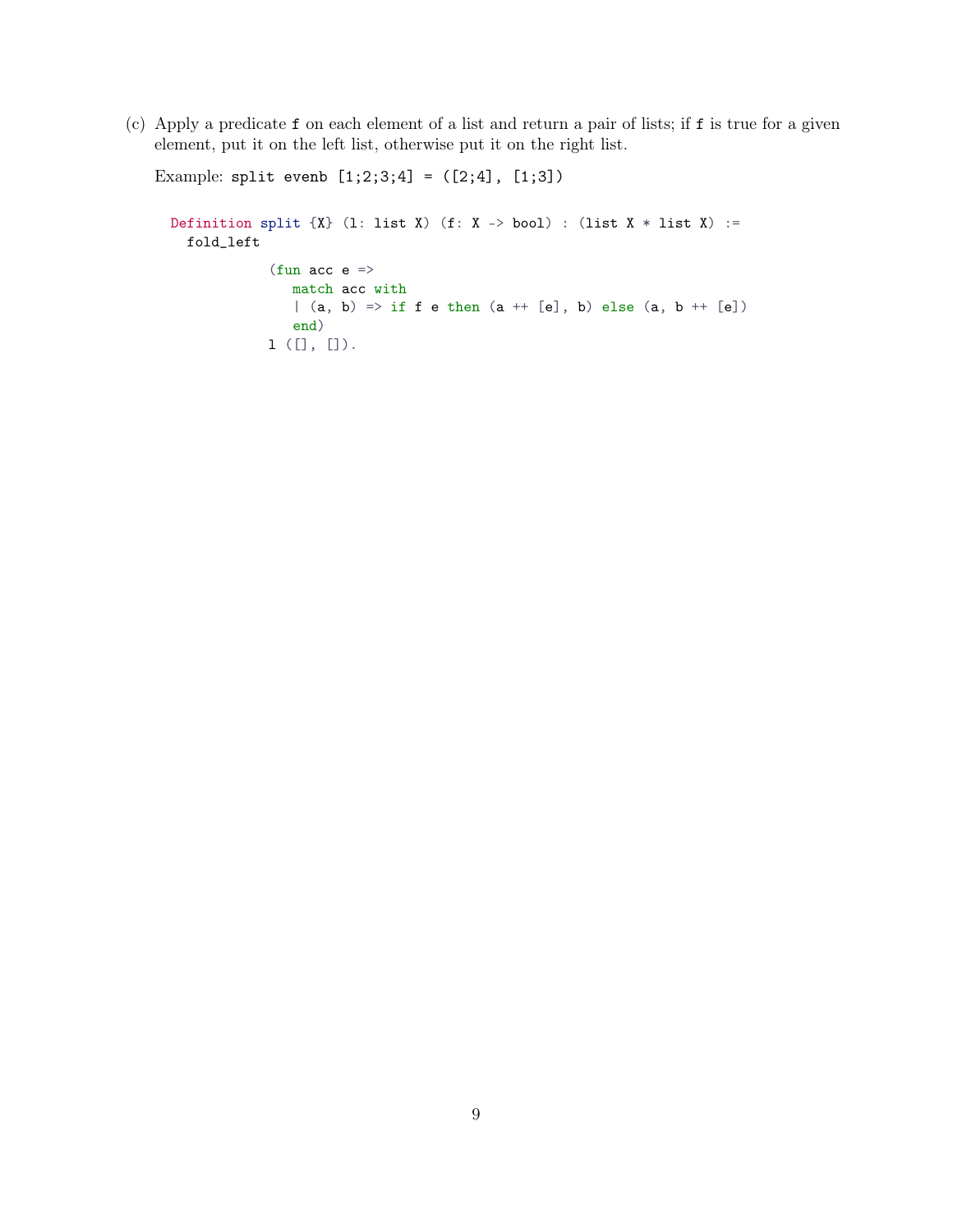(c) Apply a predicate `f` on each element of a list and return a pair of lists; if `f` is true for a given element, put it on the left list, otherwise put it on the right list.

Example: `split evenb [1;2;3;4] = ([2;4], [1;3])`

```
Definition split {X} (l: list X) (f: X -> bool) : (list X * list X) :=
  fold_left

            (fun acc e =>
               match acc with
               | (a, b) => if f e then (a ++ [e], b) else (a, b ++ [e])
               end)
            l ([], []).
```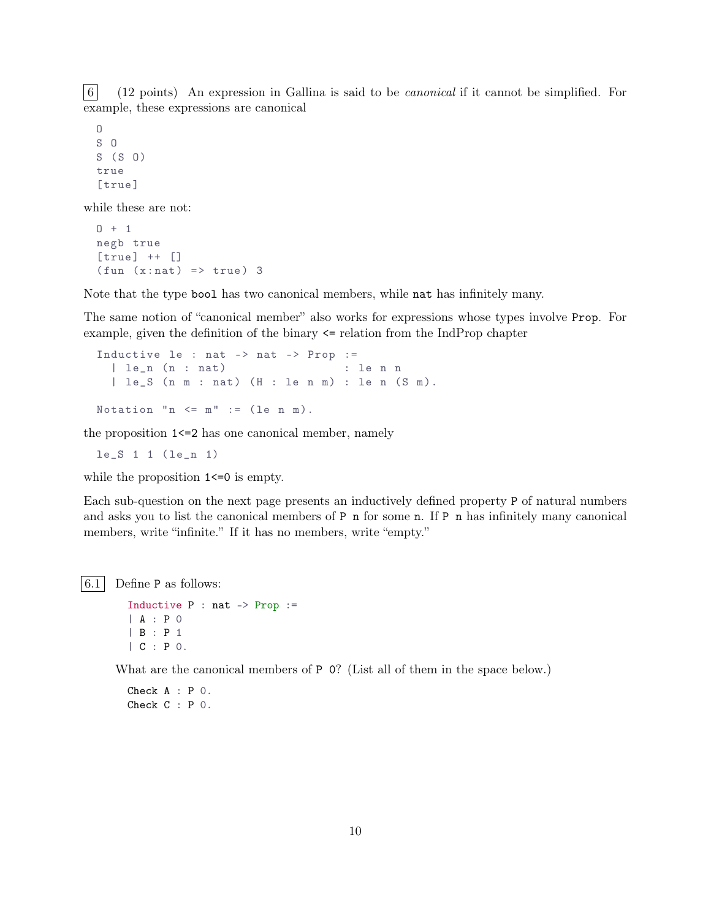6 (12 points) An expression in Gallina is said to be *canonical* if it cannot be simplified. For example, these expressions are canonical

```
O
S O
S (S O)
true
[true]
```

while these are not:

```
O + 1
negb true
[true] ++ []
(fun (x:nat) => true) 3
```

Note that the type `bool` has two canonical members, while `nat` has infinitely many.

The same notion of "canonical member" also works for expressions whose types involve `Prop`. For example, given the definition of the binary `<=` relation from the IndProp chapter

```
Inductive le : nat -> nat -> Prop :=
  | le_n (n : nat)                   : le n n
  | le_S (n m : nat) (H : le n m) : le n (S m).

Notation "n <= m" := (le n m).
```

the proposition `1<=2` has one canonical member, namely

```
le_S 1 1 (le_n 1)
```

while the proposition `1<=0` is empty.

Each sub-question on the next page presents an inductively defined property `P` of natural numbers and asks you to list the canonical members of `P n` for some `n`. If `P n` has infinitely many canonical members, write "infinite." If it has no members, write "empty."

6.1 Define `P` as follows:

```
Inductive P : nat -> Prop :=
| A : P 0
| B : P 1
| C : P 0.
```

What are the canonical members of `P 0`? (List all of them in the space below.)

```
Check A : P 0.
Check C : P 0.
```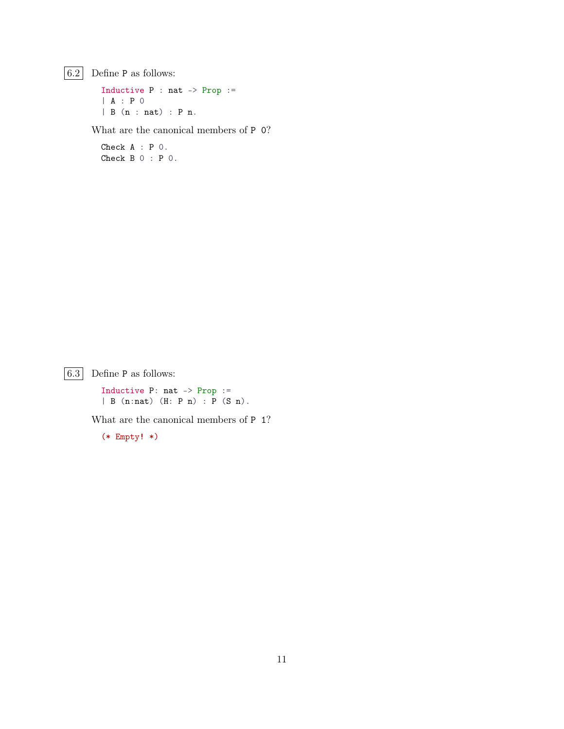**6.2** Define `P` as follows:

```
Inductive P : nat -> Prop :=
| A : P 0
| B (n : nat) : P n.
```

What are the canonical members of `P 0`?

```
Check A : P 0.
Check B 0 : P 0.
```

**6.3** Define `P` as follows:

```
Inductive P: nat -> Prop :=
| B (n:nat) (H: P n) : P (S n).
```

What are the canonical members of `P 1`?

```
(* Empty! *)
```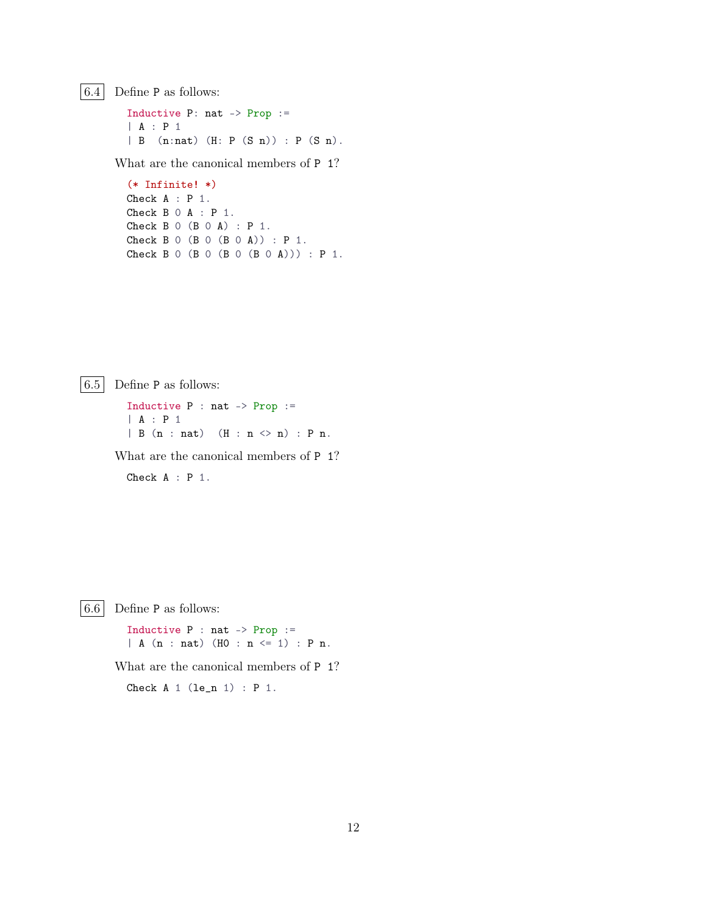6.4 Define P as follows:

```
Inductive P: nat -> Prop :=
| A : P 1
| B  (n:nat) (H: P (S n)) : P (S n).
```

What are the canonical members of P 1?

```
(* Infinite! *)
Check A : P 1.
Check B 0 A : P 1.
Check B 0 (B 0 A) : P 1.
Check B 0 (B 0 (B 0 A)) : P 1.
Check B 0 (B 0 (B 0 (B 0 A))) : P 1.
```

6.5 Define P as follows:

```
Inductive P : nat -> Prop :=
| A : P 1
| B (n : nat)  (H : n <> n) : P n.
```

What are the canonical members of P 1?

```
Check A : P 1.
```

6.6 Define P as follows:

```
Inductive P : nat -> Prop :=
| A (n : nat) (H0 : n <= 1) : P n.
```

What are the canonical members of P 1?

```
Check A 1 (le_n 1) : P 1.
```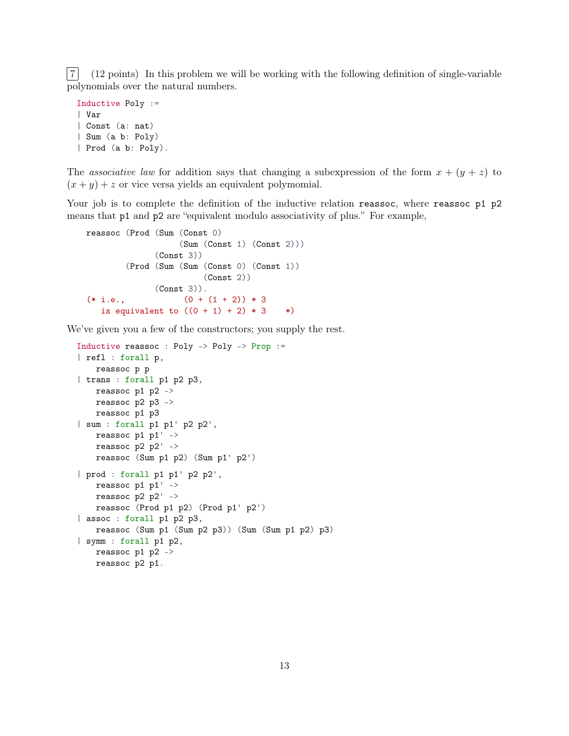7 (12 points) In this problem we will be working with the following definition of single-variable polynomials over the natural numbers.

```
Inductive Poly :=
| Var
| Const (a: nat)
| Sum (a b: Poly)
| Prod (a b: Poly).
```

The *associative law* for addition says that changing a subexpression of the form $x + (y + z)$ to $(x + y) + z$ or vice versa yields an equivalent polymomial.

Your job is to complete the definition of the inductive relation `reassoc`, where `reassoc p1 p2` means that `p1` and `p2` are "equivalent modulo associativity of plus." For example,

```
reassoc (Prod (Sum (Const 0)
                   (Sum (Const 1) (Const 2)))
              (Const 3))
        (Prod (Sum (Sum (Const 0) (Const 1))
                        (Const 2))
              (Const 3)).
  (* i.e.,           (0 + (1 + 2)) * 3
     is equivalent to ((0 + 1) + 2) * 3    *)
```

We've given you a few of the constructors; you supply the rest.

```
Inductive reassoc : Poly -> Poly -> Prop :=
| refl : forall p,
    reassoc p p
| trans : forall p1 p2 p3,
    reassoc p1 p2 ->
    reassoc p2 p3 ->
    reassoc p1 p3
| sum : forall p1 p1' p2 p2',
    reassoc p1 p1' ->
    reassoc p2 p2' ->
    reassoc (Sum p1 p2) (Sum p1' p2')
| prod : forall p1 p1' p2 p2',
    reassoc p1 p1' ->
    reassoc p2 p2' ->
    reassoc (Prod p1 p2) (Prod p1' p2')
| assoc : forall p1 p2 p3,
    reassoc (Sum p1 (Sum p2 p3)) (Sum (Sum p1 p2) p3)
| symm : forall p1 p2,
    reassoc p1 p2 ->
    reassoc p2 p1.
```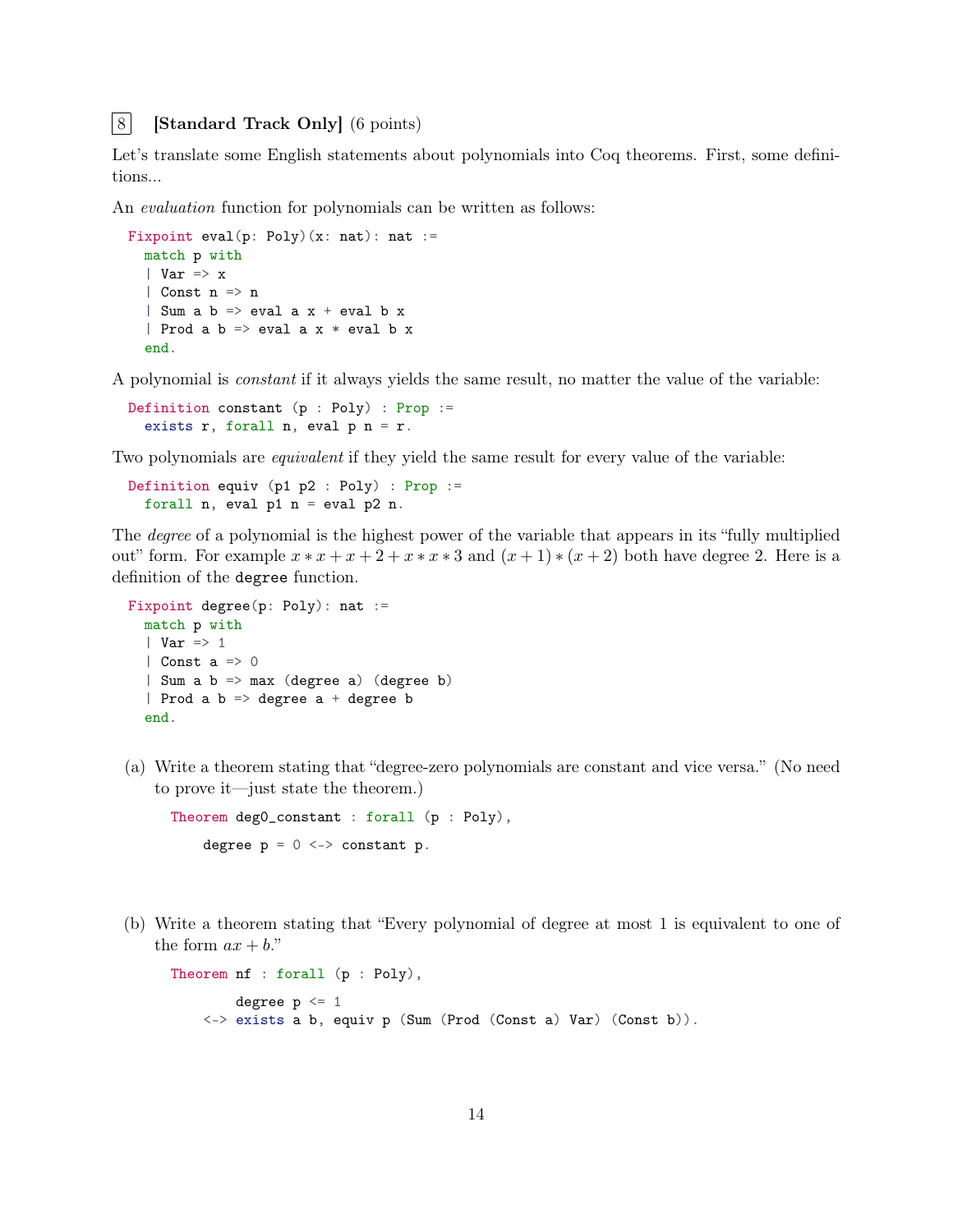## 8 **[Standard Track Only]** (6 points)

Let's translate some English statements about polynomials into Coq theorems. First, some definitions...

An *evaluation* function for polynomials can be written as follows:

```
Fixpoint eval(p: Poly)(x: nat): nat :=
  match p with
  | Var => x
  | Const n => n
  | Sum a b => eval a x + eval b x
  | Prod a b => eval a x * eval b x
  end.
```

A polynomial is *constant* if it always yields the same result, no matter the value of the variable:

```
Definition constant (p : Poly) : Prop :=
  exists r, forall n, eval p n = r.
```

Two polynomials are *equivalent* if they yield the same result for every value of the variable:

```
Definition equiv (p1 p2 : Poly) : Prop :=
  forall n, eval p1 n = eval p2 n.
```

The *degree* of a polynomial is the highest power of the variable that appears in its "fully multiplied out" form. For example $x * x + x + 2 + x * x * 3$ and $(x + 1) * (x + 2)$ both have degree 2. Here is a definition of the `degree` function.

```
Fixpoint degree(p: Poly): nat :=
  match p with
  | Var => 1
  | Const a => 0
  | Sum a b => max (degree a) (degree b)
  | Prod a b => degree a + degree b
  end.
```

(a) Write a theorem stating that "degree-zero polynomials are constant and vice versa." (No need to prove it—just state the theorem.)

```
Theorem deg0_constant : forall (p : Poly),
    degree p = 0 <-> constant p.
```

(b) Write a theorem stating that "Every polynomial of degree at most 1 is equivalent to one of the form $ax + b$."

```
Theorem nf : forall (p : Poly),
        degree p <= 1
    <-> exists a b, equiv p (Sum (Prod (Const a) Var) (Const b)).
```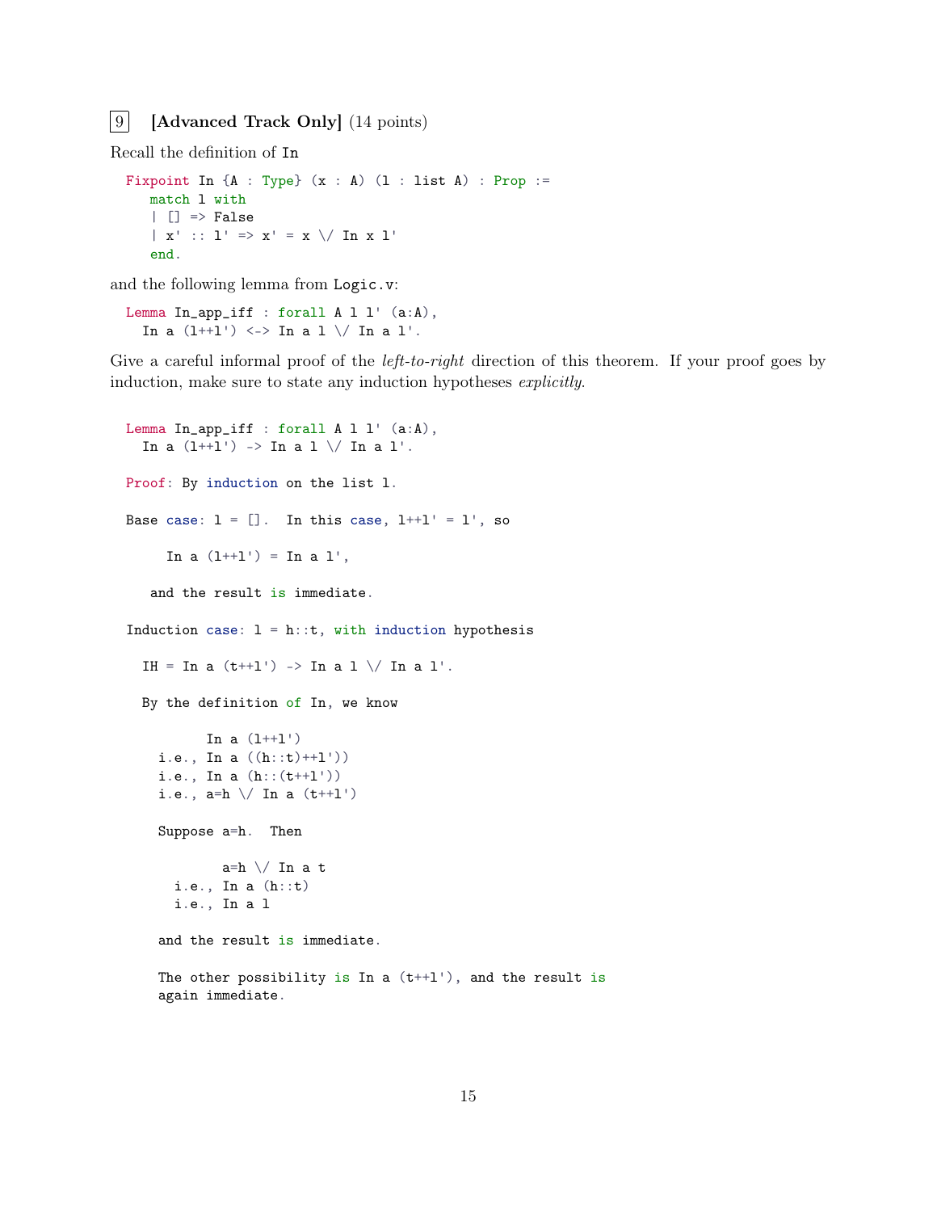9 **[Advanced Track Only]** (14 points)

Recall the definition of In

```
Fixpoint In {A : Type} (x : A) (l : list A) : Prop :=
   match l with
   | [] => False
   | x' :: l' => x' = x \/ In x l'
   end.
```

and the following lemma from Logic.v:

```
Lemma In_app_iff : forall A l l' (a:A),
  In a (l++l') <-> In a l \/ In a l'.
```

Give a careful informal proof of the *left-to-right* direction of this theorem. If your proof goes by induction, make sure to state any induction hypotheses *explicitly*.

```
Lemma In_app_iff : forall A l l' (a:A),
  In a (l++l') -> In a l \/ In a l'.

Proof: By induction on the list l.

Base case: l = [].  In this case, l++l' = l', so

     In a (l++l') = In a l',

   and the result is immediate.

Induction case: l = h::t, with induction hypothesis

  IH = In a (t++l') -> In a l \/ In a l'.

  By the definition of In, we know

         In a (l++l')
    i.e., In a ((h::t)++l'))
    i.e., In a (h::(t++l'))
    i.e., a=h \/ In a (t++l')

    Suppose a=h.  Then

          a=h \/ In a t
      i.e., In a (h::t)
      i.e., In a l

    and the result is immediate.

    The other possibility is In a (t++l'), and the result is
    again immediate.
```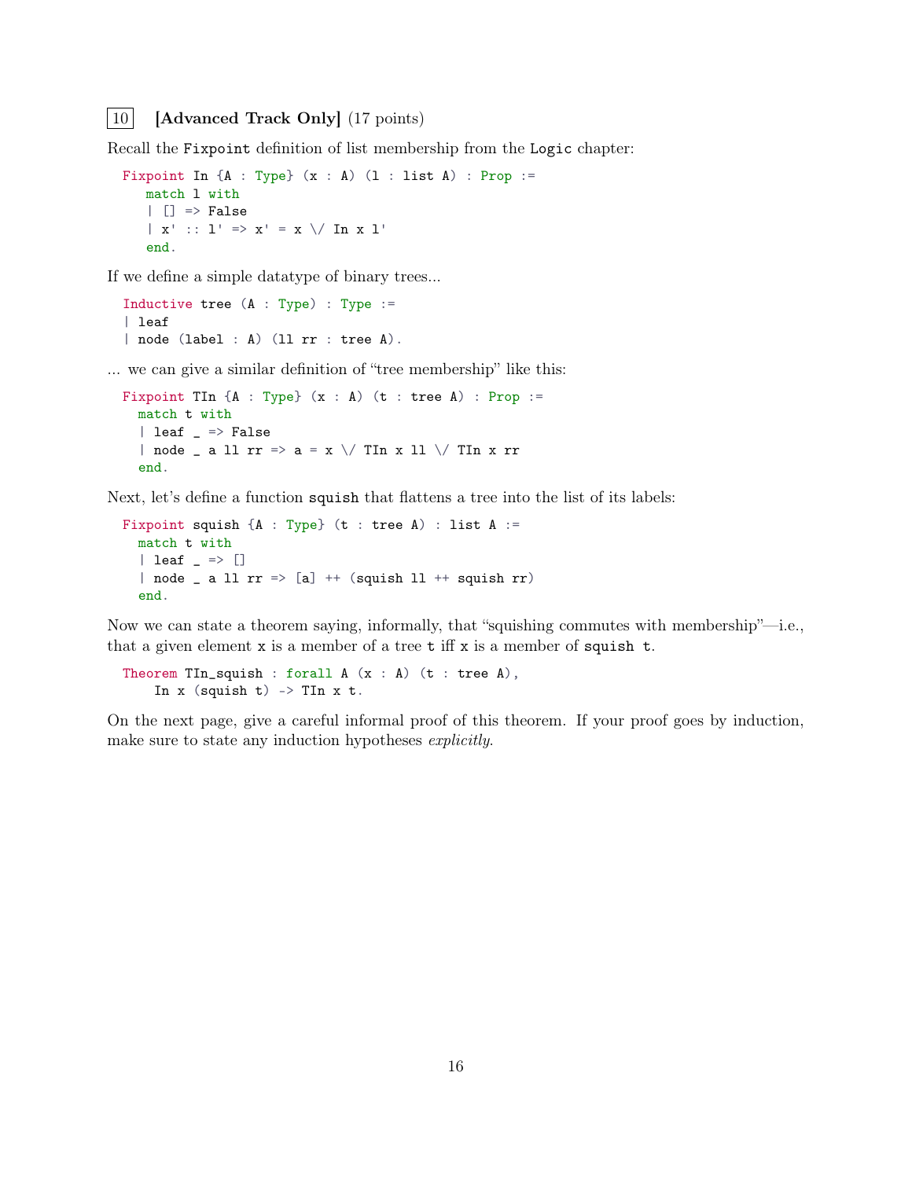10 **[Advanced Track Only]** (17 points)

Recall the `Fixpoint` definition of list membership from the `Logic` chapter:

```
Fixpoint In {A : Type} (x : A) (l : list A) : Prop :=
   match l with
   | [] => False
   | x' :: l' => x' = x \/ In x l'
   end.
```

If we define a simple datatype of binary trees...

```
Inductive tree (A : Type) : Type :=
| leaf
| node (label : A) (ll rr : tree A).
```

... we can give a similar definition of "tree membership" like this:

```
Fixpoint TIn {A : Type} (x : A) (t : tree A) : Prop :=
  match t with
  | leaf _ => False
  | node _ a ll rr => a = x \/ TIn x ll \/ TIn x rr
  end.
```

Next, let's define a function `squish` that flattens a tree into the list of its labels:

```
Fixpoint squish {A : Type} (t : tree A) : list A :=
  match t with
  | leaf _ => []
  | node _ a ll rr => [a] ++ (squish ll ++ squish rr)
  end.
```

Now we can state a theorem saying, informally, that "squishing commutes with membership"—i.e., that a given element `x` is a member of a tree `t` iff `x` is a member of `squish t`.

```
Theorem TIn_squish : forall A (x : A) (t : tree A),
    In x (squish t) -> TIn x t.
```

On the next page, give a careful informal proof of this theorem. If your proof goes by induction, make sure to state any induction hypotheses *explicitly*.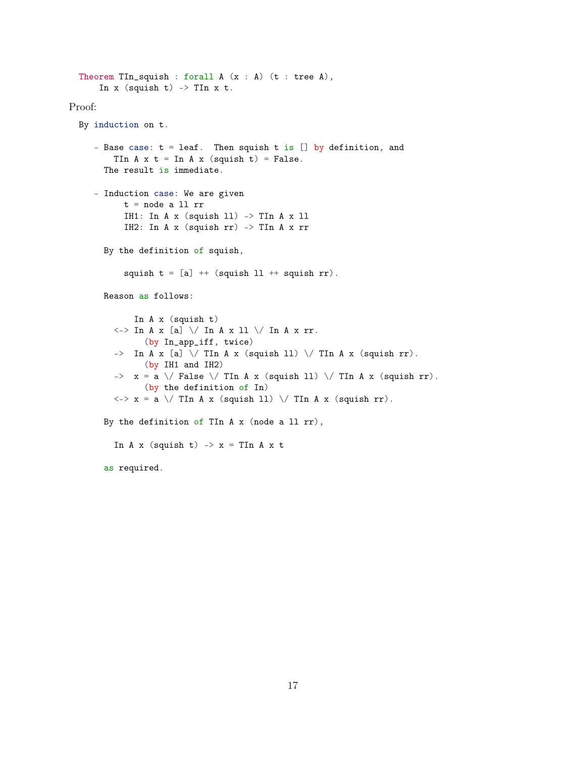```
Theorem TIn_squish : forall A (x : A) (t : tree A),
    In x (squish t) -> TIn x t.
```

Proof:

```
By induction on t.

  - Base case: t = leaf.  Then squish t is [] by definition, and
      TIn A x t = In A x (squish t) = False.
    The result is immediate.

  - Induction case: We are given
        t = node a ll rr
        IH1: In A x (squish ll) -> TIn A x ll
        IH2: In A x (squish rr) -> TIn A x rr

    By the definition of squish,

        squish t = [a] ++ (squish ll ++ squish rr).

    Reason as follows:

          In A x (squish t)
      <-> In A x [a] \/ In A x ll \/ In A x rr.
            (by In_app_iff, twice)
      ->  In A x [a] \/ TIn A x (squish ll) \/ TIn A x (squish rr).
            (by IH1 and IH2)
      ->  x = a \/ False \/ TIn A x (squish ll) \/ TIn A x (squish rr).
            (by the definition of In)
      <-> x = a \/ TIn A x (squish ll) \/ TIn A x (squish rr).

    By the definition of TIn A x (node a ll rr),

      In A x (squish t) -> x = TIn A x t

    as required.
```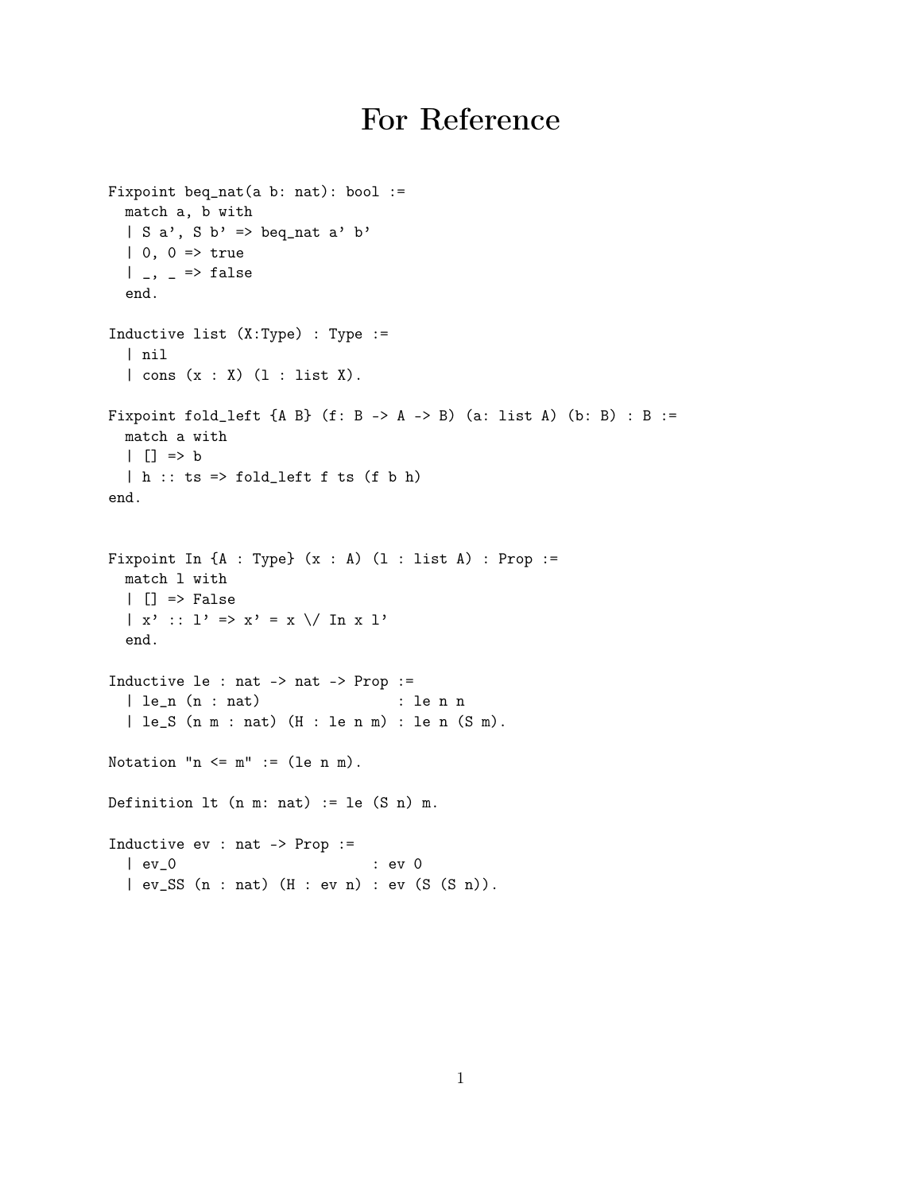# For Reference

```
Fixpoint beq_nat(a b: nat): bool :=
  match a, b with
  | S a', S b' => beq_nat a' b'
  | 0, 0 => true
  | _, _ => false
  end.

Inductive list (X:Type) : Type :=
  | nil
  | cons (x : X) (l : list X).

Fixpoint fold_left {A B} (f: B -> A -> B) (a: list A) (b: B) : B :=
  match a with
  | [] => b
  | h :: ts => fold_left f ts (f b h)
end.


Fixpoint In {A : Type} (x : A) (l : list A) : Prop :=
  match l with
  | [] => False
  | x' :: l' => x' = x \/ In x l'
  end.

Inductive le : nat -> nat -> Prop :=
  | le_n (n : nat)               : le n n
  | le_S (n m : nat) (H : le n m) : le n (S m).

Notation "n <= m" := (le n m).

Definition lt (n m: nat) := le (S n) m.

Inductive ev : nat -> Prop :=
  | ev_0                       : ev 0
  | ev_SS (n : nat) (H : ev n) : ev (S (S n)).
```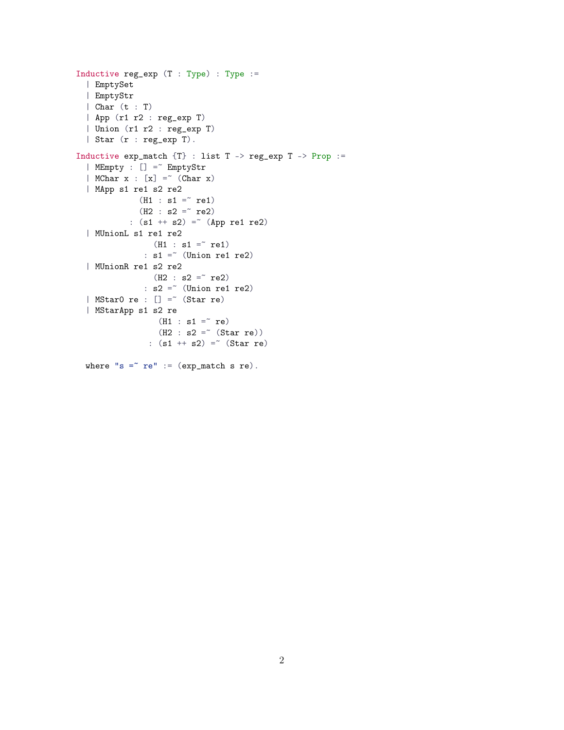```
Inductive reg_exp (T : Type) : Type :=
  | EmptySet
  | EmptyStr
  | Char (t : T)
  | App (r1 r2 : reg_exp T)
  | Union (r1 r2 : reg_exp T)
  | Star (r : reg_exp T).

Inductive exp_match {T} : list T -> reg_exp T -> Prop :=
  | MEmpty : [] =~ EmptyStr
  | MChar x : [x] =~ (Char x)
  | MApp s1 re1 s2 re2
            (H1 : s1 =~ re1)
            (H2 : s2 =~ re2)
          : (s1 ++ s2) =~ (App re1 re2)
  | MUnionL s1 re1 re2
               (H1 : s1 =~ re1)
             : s1 =~ (Union re1 re2)
  | MUnionR re1 s2 re2
               (H2 : s2 =~ re2)
             : s2 =~ (Union re1 re2)
  | MStar0 re : [] =~ (Star re)
  | MStarApp s1 s2 re
                (H1 : s1 =~ re)
                (H2 : s2 =~ (Star re))
              : (s1 ++ s2) =~ (Star re)

  where "s =~ re" := (exp_match s re).
```